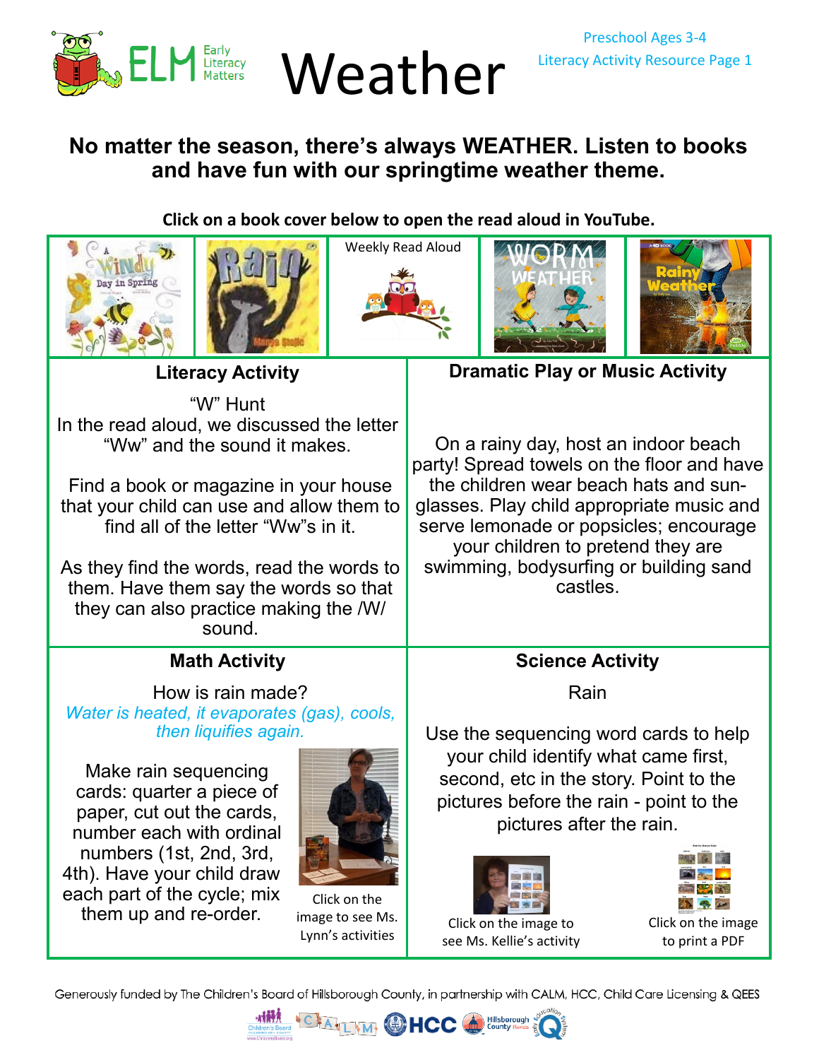# Weather

Preschool Ages 3-4
Literacy Activity Resource Page 1

**No matter the season, there's always WEATHER. Listen to books and have fun with our springtime weather theme.**

**Click on a book cover below to open the read aloud in YouTube.**

Weekly Read Aloud

## Literacy Activity

"W" Hunt
In the read aloud, we discussed the letter "Ww" and the sound it makes.

Find a book or magazine in your house that your child can use and allow them to find all of the letter "Ww"s in it.

As they find the words, read the words to them. Have them say the words so that they can also practice making the /W/ sound.

## Dramatic Play or Music Activity

On a rainy day, host an indoor beach party! Spread towels on the floor and have the children wear beach hats and sun-glasses. Play child appropriate music and serve lemonade or popsicles; encourage your children to pretend they are swimming, bodysurfing or building sand castles.

## Math Activity

How is rain made?
*Water is heated, it evaporates (gas), cools, then liquifies again.*

Make rain sequencing cards: quarter a piece of paper, cut out the cards, number each with ordinal numbers (1st, 2nd, 3rd, 4th). Have your child draw each part of the cycle; mix them up and re-order.

Click on the image to see Ms. Lynn's activities

## Science Activity

Rain

Use the sequencing word cards to help your child identify what came first, second, etc in the story. Point to the pictures before the rain - point to the pictures after the rain.

Click on the image to see Ms. Kellie's activity

Click on the image to print a PDF

Generously funded by The Children's Board of Hillsborough County, in partnership with CALM, HCC, Child Care Licensing & QEES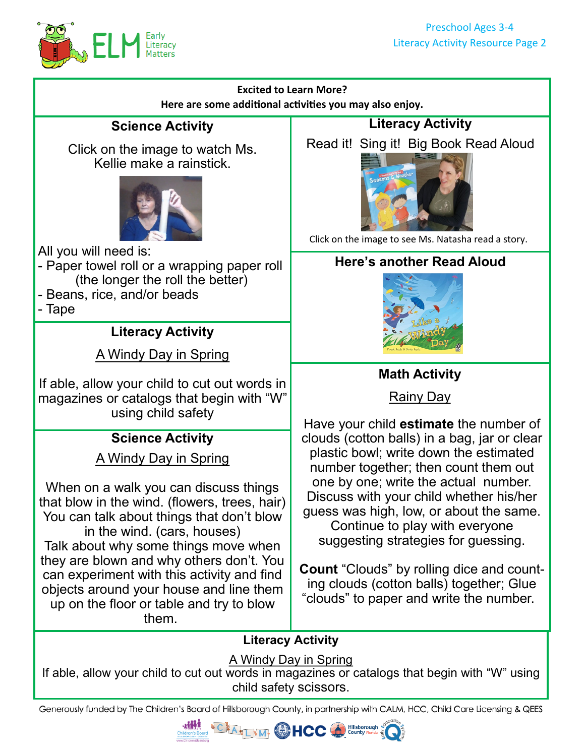Excited to Learn More?
Here are some additional activities you may also enjoy.

## Science Activity

Click on the image to watch Ms. Kellie make a rainstick.

All you will need is:
- Paper towel roll or a wrapping paper roll (the longer the roll the better)
- Beans, rice, and/or beads
- Tape

## Literacy Activity

A Windy Day in Spring

If able, allow your child to cut out words in magazines or catalogs that begin with “W” using child safety

## Science Activity

A Windy Day in Spring

When on a walk you can discuss things that blow in the wind. (flowers, trees, hair) You can talk about things that don’t blow in the wind. (cars, houses) Talk about why some things move when they are blown and why others don’t. You can experiment with this activity and find objects around your house and line them up on the floor or table and try to blow them.

## Literacy Activity

Read it! Sing it! Big Book Read Aloud

Click on the image to see Ms. Natasha read a story.

## Here’s another Read Aloud

## Math Activity

Rainy Day

Have your child **estimate** the number of clouds (cotton balls) in a bag, jar or clear plastic bowl; write down the estimated number together; then count them out one by one; write the actual number. Discuss with your child whether his/her guess was high, low, or about the same. Continue to play with everyone suggesting strategies for guessing.

**Count** “Clouds” by rolling dice and counting clouds (cotton balls) together; Glue “clouds” to paper and write the number.

## Literacy Activity

A Windy Day in Spring

If able, allow your child to cut out words in magazines or catalogs that begin with “W” using child safety scissors.

Generously funded by The Children's Board of Hillsborough County, in partnership with CALM, HCC, Child Care Licensing & QEES